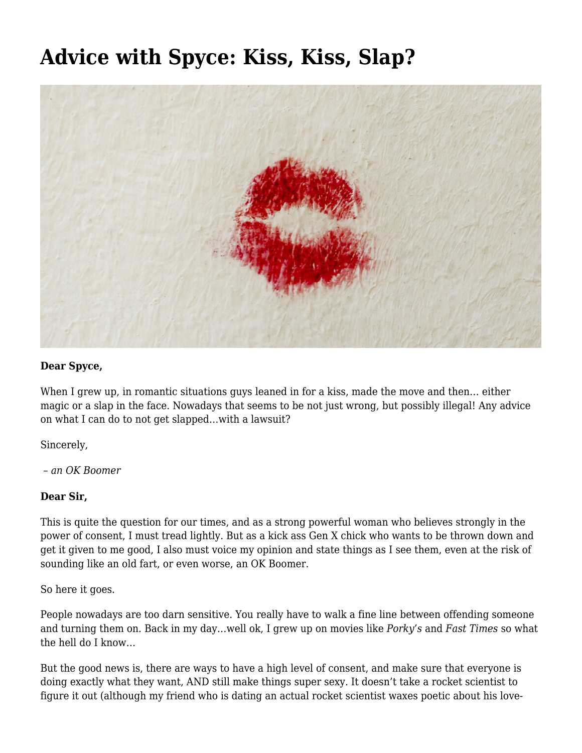# Advice with Spyce: Kiss, Kiss, Slap?

**Dear Spyce,**

When I grew up, in romantic situations guys leaned in for a kiss, made the move and then… either magic or a slap in the face. Nowadays that seems to be not just wrong, but possibly illegal! Any advice on what I can do to not get slapped…with a lawsuit?

Sincerely,

*– an OK Boomer*

**Dear Sir,**

This is quite the question for our times, and as a strong powerful woman who believes strongly in the power of consent, I must tread lightly. But as a kick ass Gen X chick who wants to be thrown down and get it given to me good, I also must voice my opinion and state things as I see them, even at the risk of sounding like an old fart, or even worse, an OK Boomer.

So here it goes.

People nowadays are too darn sensitive. You really have to walk a fine line between offending someone and turning them on. Back in my day…well ok, I grew up on movies like *Porky's* and *Fast Times* so what the hell do I know…

But the good news is, there are ways to have a high level of consent, and make sure that everyone is doing exactly what they want, AND still make things super sexy. It doesn't take a rocket scientist to figure it out (although my friend who is dating an actual rocket scientist waxes poetic about his love-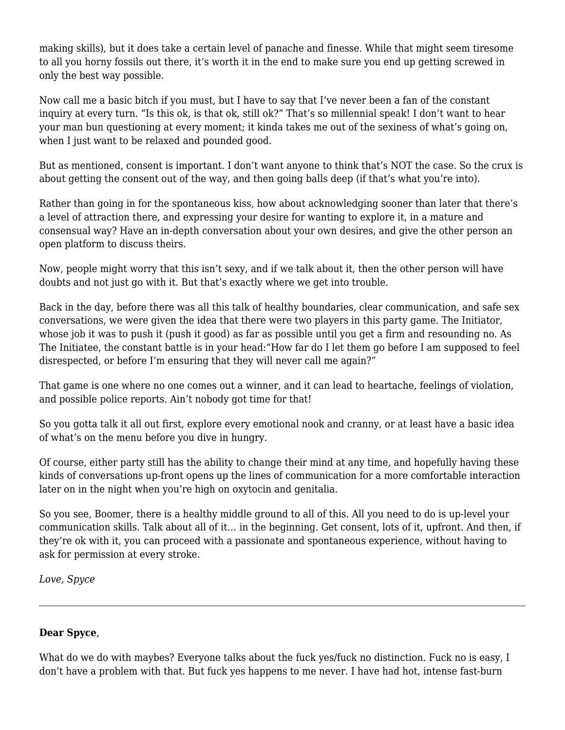making skills), but it does take a certain level of panache and finesse. While that might seem tiresome to all you horny fossils out there, it's worth it in the end to make sure you end up getting screwed in only the best way possible.

Now call me a basic bitch if you must, but I have to say that I've never been a fan of the constant inquiry at every turn. "Is this ok, is that ok, still ok?" That's so millennial speak! I don't want to hear your man bun questioning at every moment; it kinda takes me out of the sexiness of what's going on, when I just want to be relaxed and pounded good.

But as mentioned, consent is important. I don't want anyone to think that's NOT the case. So the crux is about getting the consent out of the way, and then going balls deep (if that's what you're into).

Rather than going in for the spontaneous kiss, how about acknowledging sooner than later that there's a level of attraction there, and expressing your desire for wanting to explore it, in a mature and consensual way? Have an in-depth conversation about your own desires, and give the other person an open platform to discuss theirs.

Now, people might worry that this isn't sexy, and if we talk about it, then the other person will have doubts and not just go with it. But that's exactly where we get into trouble.

Back in the day, before there was all this talk of healthy boundaries, clear communication, and safe sex conversations, we were given the idea that there were two players in this party game. The Initiator, whose job it was to push it (push it good) as far as possible until you get a firm and resounding no. As The Initiatee, the constant battle is in your head:"How far do I let them go before I am supposed to feel disrespected, or before I'm ensuring that they will never call me again?"

That game is one where no one comes out a winner, and it can lead to heartache, feelings of violation, and possible police reports. Ain't nobody got time for that!

So you gotta talk it all out first, explore every emotional nook and cranny, or at least have a basic idea of what's on the menu before you dive in hungry.

Of course, either party still has the ability to change their mind at any time, and hopefully having these kinds of conversations up-front opens up the lines of communication for a more comfortable interaction later on in the night when you're high on oxytocin and genitalia.

So you see, Boomer, there is a healthy middle ground to all of this. All you need to do is up-level your communication skills. Talk about all of it… in the beginning. Get consent, lots of it, upfront. And then, if they're ok with it, you can proceed with a passionate and spontaneous experience, without having to ask for permission at every stroke.

*Love, Spyce*

---

**Dear Spyce**,

What do we do with maybes? Everyone talks about the fuck yes/fuck no distinction. Fuck no is easy, I don't have a problem with that. But fuck yes happens to me never. I have had hot, intense fast-burn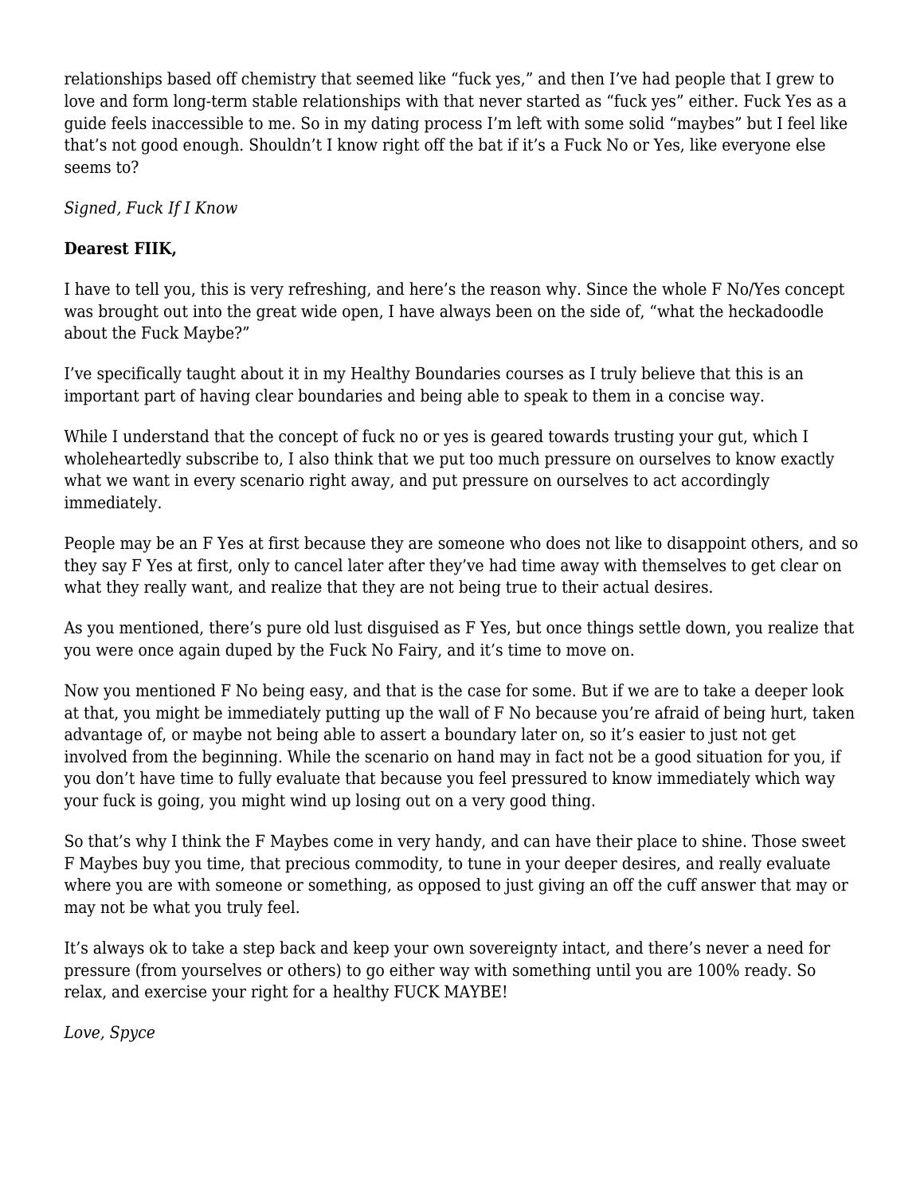relationships based off chemistry that seemed like "fuck yes," and then I've had people that I grew to love and form long-term stable relationships with that never started as "fuck yes" either. Fuck Yes as a guide feels inaccessible to me. So in my dating process I'm left with some solid "maybes" but I feel like that's not good enough. Shouldn't I know right off the bat if it's a Fuck No or Yes, like everyone else seems to?

*Signed, Fuck If I Know*

**Dearest FIIK,**

I have to tell you, this is very refreshing, and here's the reason why. Since the whole F No/Yes concept was brought out into the great wide open, I have always been on the side of, "what the heckadoodle about the Fuck Maybe?"

I've specifically taught about it in my Healthy Boundaries courses as I truly believe that this is an important part of having clear boundaries and being able to speak to them in a concise way.

While I understand that the concept of fuck no or yes is geared towards trusting your gut, which I wholeheartedly subscribe to, I also think that we put too much pressure on ourselves to know exactly what we want in every scenario right away, and put pressure on ourselves to act accordingly immediately.

People may be an F Yes at first because they are someone who does not like to disappoint others, and so they say F Yes at first, only to cancel later after they've had time away with themselves to get clear on what they really want, and realize that they are not being true to their actual desires.

As you mentioned, there's pure old lust disguised as F Yes, but once things settle down, you realize that you were once again duped by the Fuck No Fairy, and it's time to move on.

Now you mentioned F No being easy, and that is the case for some. But if we are to take a deeper look at that, you might be immediately putting up the wall of F No because you're afraid of being hurt, taken advantage of, or maybe not being able to assert a boundary later on, so it's easier to just not get involved from the beginning. While the scenario on hand may in fact not be a good situation for you, if you don't have time to fully evaluate that because you feel pressured to know immediately which way your fuck is going, you might wind up losing out on a very good thing.

So that's why I think the F Maybes come in very handy, and can have their place to shine. Those sweet F Maybes buy you time, that precious commodity, to tune in your deeper desires, and really evaluate where you are with someone or something, as opposed to just giving an off the cuff answer that may or may not be what you truly feel.

It's always ok to take a step back and keep your own sovereignty intact, and there's never a need for pressure (from yourselves or others) to go either way with something until you are 100% ready. So relax, and exercise your right for a healthy FUCK MAYBE!

*Love, Spyce*